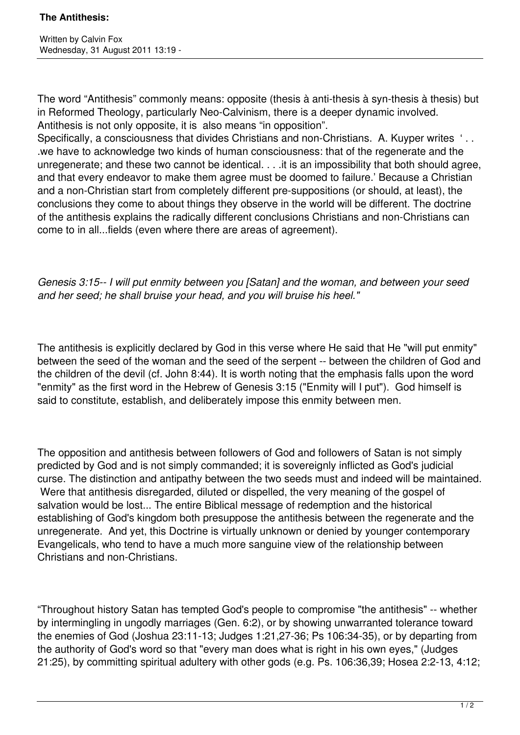# The Antithesis:

Written by Calvin Fox
Wednesday, 31 August 2011 13:19 -

The word "Antithesis" commonly means: opposite (thesis à anti-thesis à syn-thesis à thesis) but in Reformed Theology, particularly Neo-Calvinism, there is a deeper dynamic involved. Antithesis is not only opposite, it is also means "in opposition".
Specifically, a consciousness that divides Christians and non-Christians. A. Kuyper writes ' . . .we have to acknowledge two kinds of human consciousness: that of the regenerate and the unregenerate; and these two cannot be identical. . . .it is an impossibility that both should agree, and that every endeavor to make them agree must be doomed to failure.' Because a Christian and a non-Christian start from completely different pre-suppositions (or should, at least), the conclusions they come to about things they observe in the world will be different. The doctrine of the antithesis explains the radically different conclusions Christians and non-Christians can come to in all...fields (even where there are areas of agreement).

*Genesis 3:15-- I will put enmity between you [Satan] and the woman, and between your seed and her seed; he shall bruise your head, and you will bruise his heel."*

The antithesis is explicitly declared by God in this verse where He said that He "will put enmity" between the seed of the woman and the seed of the serpent -- between the children of God and the children of the devil (cf. John 8:44). It is worth noting that the emphasis falls upon the word "enmity" as the first word in the Hebrew of Genesis 3:15 ("Enmity will I put"). God himself is said to constitute, establish, and deliberately impose this enmity between men.

The opposition and antithesis between followers of God and followers of Satan is not simply predicted by God and is not simply commanded; it is sovereignly inflicted as God's judicial curse. The distinction and antipathy between the two seeds must and indeed will be maintained. Were that antithesis disregarded, diluted or dispelled, the very meaning of the gospel of salvation would be lost... The entire Biblical message of redemption and the historical establishing of God's kingdom both presuppose the antithesis between the regenerate and the unregenerate. And yet, this Doctrine is virtually unknown or denied by younger contemporary Evangelicals, who tend to have a much more sanguine view of the relationship between Christians and non-Christians.

"Throughout history Satan has tempted God's people to compromise "the antithesis" -- whether by intermingling in ungodly marriages (Gen. 6:2), or by showing unwarranted tolerance toward the enemies of God (Joshua 23:11-13; Judges 1:21,27-36; Ps 106:34-35), or by departing from the authority of God's word so that "every man does what is right in his own eyes," (Judges 21:25), by committing spiritual adultery with other gods (e.g. Ps. 106:36,39; Hosea 2:2-13, 4:12;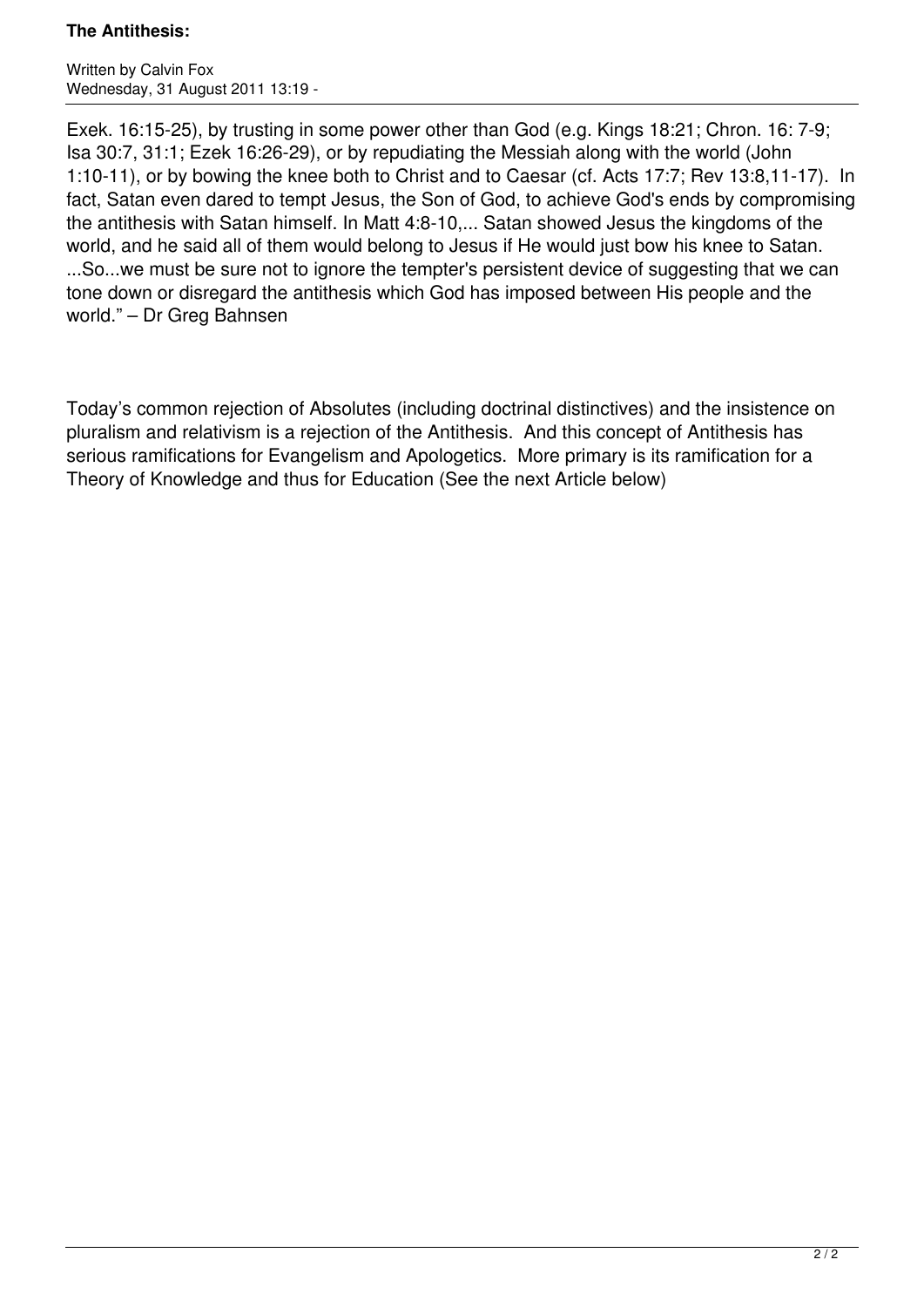Exek. 16:15-25), by trusting in some power other than God (e.g. Kings 18:21; Chron. 16: 7-9; Isa 30:7, 31:1; Ezek 16:26-29), or by repudiating the Messiah along with the world (John 1:10-11), or by bowing the knee both to Christ and to Caesar (cf. Acts 17:7; Rev 13:8,11-17). In fact, Satan even dared to tempt Jesus, the Son of God, to achieve God's ends by compromising the antithesis with Satan himself. In Matt 4:8-10,... Satan showed Jesus the kingdoms of the world, and he said all of them would belong to Jesus if He would just bow his knee to Satan. ...So...we must be sure not to ignore the tempter's persistent device of suggesting that we can tone down or disregard the antithesis which God has imposed between His people and the world." – Dr Greg Bahnsen

Today's common rejection of Absolutes (including doctrinal distinctives) and the insistence on pluralism and relativism is a rejection of the Antithesis. And this concept of Antithesis has serious ramifications for Evangelism and Apologetics. More primary is its ramification for a Theory of Knowledge and thus for Education (See the next Article below)